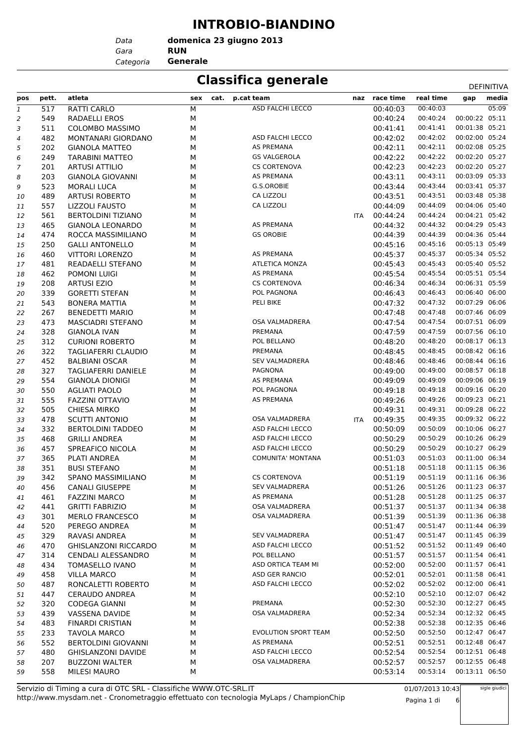# INTROBIO-BIANDINO

*Data* **domenica 23 giugno 2013**
*Gara* **RUN**
*Categoria* **Generale**

## Classifica generale

DEFINITIVA

| pos | pett. | atleta | sex | cat. | p.cat | team | naz | race time | real time | gap | media |
|---|---|---|---|---|---|---|---|---|---|---|---|
| 1 | 517 | RATTI CARLO | M | | | ASD FALCHI LECCO | | 00:40:03 | 00:40:03 | | 05:09 |
| 2 | 549 | RADAELLI EROS | M | | | | | 00:40:24 | 00:40:24 | 00:00:22 | 05:11 |
| 3 | 511 | COLOMBO MASSIMO | M | | | | | 00:41:41 | 00:41:41 | 00:01:38 | 05:21 |
| 4 | 482 | MONTANARI GIORDANO | M | | | ASD FALCHI LECCO | | 00:42:02 | 00:42:02 | 00:02:00 | 05:24 |
| 5 | 202 | GIANOLA MATTEO | M | | | AS PREMANA | | 00:42:11 | 00:42:11 | 00:02:08 | 05:25 |
| 6 | 249 | TARABINI MATTEO | M | | | GS VALGEROLA | | 00:42:22 | 00:42:22 | 00:02:20 | 05:27 |
| 7 | 201 | ARTUSI ATTILIO | M | | | CS CORTENOVA | | 00:42:23 | 00:42:23 | 00:02:20 | 05:27 |
| 8 | 203 | GIANOLA GIOVANNI | M | | | AS PREMANA | | 00:43:11 | 00:43:11 | 00:03:09 | 05:33 |
| 9 | 523 | MORALI LUCA | M | | | G.S.OROBIE | | 00:43:44 | 00:43:44 | 00:03:41 | 05:37 |
| 10 | 489 | ARTUSI ROBERTO | M | | | CA LIZZOLI | | 00:43:51 | 00:43:51 | 00:03:48 | 05:38 |
| 11 | 557 | LIZZOLI FAUSTO | M | | | CA LIZZOLI | | 00:44:09 | 00:44:09 | 00:04:06 | 05:40 |
| 12 | 561 | BERTOLDINI TIZIANO | M | | | | ITA | 00:44:24 | 00:44:24 | 00:04:21 | 05:42 |
| 13 | 465 | GIANOLA LEONARDO | M | | | AS PREMANA | | 00:44:32 | 00:44:32 | 00:04:29 | 05:43 |
| 14 | 474 | ROCCA MASSIMILIANO | M | | | GS OROBIE | | 00:44:39 | 00:44:39 | 00:04:36 | 05:44 |
| 15 | 250 | GALLI ANTONELLO | M | | | | | 00:45:16 | 00:45:16 | 00:05:13 | 05:49 |
| 16 | 460 | VITTORI LORENZO | M | | | AS PREMANA | | 00:45:37 | 00:45:37 | 00:05:34 | 05:52 |
| 17 | 481 | READAELLI STEFANO | M | | | ATLETICA MONZA | | 00:45:43 | 00:45:43 | 00:05:40 | 05:52 |
| 18 | 462 | POMONI LUIGI | M | | | AS PREMANA | | 00:45:54 | 00:45:54 | 00:05:51 | 05:54 |
| 19 | 208 | ARTUSI EZIO | M | | | CS CORTENOVA | | 00:46:34 | 00:46:34 | 00:06:31 | 05:59 |
| 20 | 339 | GORETTI STEFAN | M | | | POL PAGNONA | | 00:46:43 | 00:46:43 | 00:06:40 | 06:00 |
| 21 | 543 | BONERA MATTIA | M | | | PELI BIKE | | 00:47:32 | 00:47:32 | 00:07:29 | 06:06 |
| 22 | 267 | BENEDETTI MARIO | M | | | | | 00:47:48 | 00:47:48 | 00:07:46 | 06:09 |
| 23 | 473 | MASCIADRI STEFANO | M | | | OSA VALMADRERA | | 00:47:54 | 00:47:54 | 00:07:51 | 06:09 |
| 24 | 328 | GIANOLA IVAN | M | | | PREMANA | | 00:47:59 | 00:47:59 | 00:07:56 | 06:10 |
| 25 | 312 | CURIONI ROBERTO | M | | | POL BELLANO | | 00:48:20 | 00:48:20 | 00:08:17 | 06:13 |
| 26 | 322 | TAGLIAFERRI CLAUDIO | M | | | PREMANA | | 00:48:45 | 00:48:45 | 00:08:42 | 06:16 |
| 27 | 452 | BALBIANI OSCAR | M | | | SEV VALMADRERA | | 00:48:46 | 00:48:46 | 00:08:44 | 06:16 |
| 28 | 327 | TAGLIAFERRI DANIELE | M | | | PAGNONA | | 00:49:00 | 00:49:00 | 00:08:57 | 06:18 |
| 29 | 554 | GIANOLA DIONIGI | M | | | AS PREMANA | | 00:49:09 | 00:49:09 | 00:09:06 | 06:19 |
| 30 | 550 | AGLIATI PAOLO | M | | | POL PAGNONA | | 00:49:18 | 00:49:18 | 00:09:16 | 06:20 |
| 31 | 555 | FAZZINI OTTAVIO | M | | | AS PREMANA | | 00:49:26 | 00:49:26 | 00:09:23 | 06:21 |
| 32 | 505 | CHIESA MIRKO | M | | | | | 00:49:31 | 00:49:31 | 00:09:28 | 06:22 |
| 33 | 478 | SCUTTI ANTONIO | M | | | OSA VALMADRERA | ITA | 00:49:35 | 00:49:35 | 00:09:32 | 06:22 |
| 34 | 332 | BERTOLDINI TADDEO | M | | | ASD FALCHI LECCO | | 00:50:09 | 00:50:09 | 00:10:06 | 06:27 |
| 35 | 468 | GRILLI ANDREA | M | | | ASD FALCHI LECCO | | 00:50:29 | 00:50:29 | 00:10:26 | 06:29 |
| 36 | 457 | SPREAFICO NICOLA | M | | | ASD FALCHI LECCO | | 00:50:29 | 00:50:29 | 00:10:27 | 06:29 |
| 37 | 365 | PLATI ANDREA | M | | | COMUNITA' MONTANA | | 00:51:03 | 00:51:03 | 00:11:00 | 06:34 |
| 38 | 351 | BUSI STEFANO | M | | | | | 00:51:18 | 00:51:18 | 00:11:15 | 06:36 |
| 39 | 342 | SPANO MASSIMILIANO | M | | | CS CORTENOVA | | 00:51:19 | 00:51:19 | 00:11:16 | 06:36 |
| 40 | 456 | CANALI GIUSEPPE | M | | | SEV VALMADRERA | | 00:51:26 | 00:51:26 | 00:11:23 | 06:37 |
| 41 | 461 | FAZZINI MARCO | M | | | AS PREMANA | | 00:51:28 | 00:51:28 | 00:11:25 | 06:37 |
| 42 | 441 | GRITTI FABRIZIO | M | | | OSA VALMADRERA | | 00:51:37 | 00:51:37 | 00:11:34 | 06:38 |
| 43 | 301 | MERLO FRANCESCO | M | | | OSA VALMADRERA | | 00:51:39 | 00:51:39 | 00:11:36 | 06:38 |
| 44 | 520 | PEREGO ANDREA | M | | | | | 00:51:47 | 00:51:47 | 00:11:44 | 06:39 |
| 45 | 329 | RAVASI ANDREA | M | | | SEV VALMADRERA | | 00:51:47 | 00:51:47 | 00:11:45 | 06:39 |
| 46 | 470 | GHISLANZONI RICCARDO | M | | | ASD FALCHI LECCO | | 00:51:52 | 00:51:52 | 00:11:49 | 06:40 |
| 47 | 314 | CENDALI ALESSANDRO | M | | | POL BELLANO | | 00:51:57 | 00:51:57 | 00:11:54 | 06:41 |
| 48 | 434 | TOMASELLO IVANO | M | | | ASD ORTICA TEAM MI | | 00:52:00 | 00:52:00 | 00:11:57 | 06:41 |
| 49 | 458 | VILLA MARCO | M | | | ASD GER RANCIO | | 00:52:01 | 00:52:01 | 00:11:58 | 06:41 |
| 50 | 487 | RONCALETTI ROBERTO | M | | | ASD FALCHI LECCO | | 00:52:02 | 00:52:02 | 00:12:00 | 06:41 |
| 51 | 447 | CERAUDO ANDREA | M | | | | | 00:52:10 | 00:52:10 | 00:12:07 | 06:42 |
| 52 | 320 | CODEGA GIANNI | M | | | PREMANA | | 00:52:30 | 00:52:30 | 00:12:27 | 06:45 |
| 53 | 439 | VASSENA DAVIDE | M | | | OSA VALMADRERA | | 00:52:34 | 00:52:34 | 00:12:32 | 06:45 |
| 54 | 483 | FINARDI CRISTIAN | M | | | | | 00:52:38 | 00:52:38 | 00:12:35 | 06:46 |
| 55 | 233 | TAVOLA MARCO | M | | | EVOLUTION SPORT TEAM | | 00:52:50 | 00:52:50 | 00:12:47 | 06:47 |
| 56 | 552 | BERTOLDINI GIOVANNI | M | | | AS PREMANA | | 00:52:51 | 00:52:51 | 00:12:48 | 06:47 |
| 57 | 480 | GHISLANZONI DAVIDE | M | | | ASD FALCHI LECCO | | 00:52:54 | 00:52:54 | 00:12:51 | 06:48 |
| 58 | 207 | BUZZONI WALTER | M | | | OSA VALMADRERA | | 00:52:57 | 00:52:57 | 00:12:55 | 06:48 |
| 59 | 558 | MILESI MAURO | M | | | | | 00:53:14 | 00:53:14 | 00:13:11 | 06:50 |

Servizio di Timing a cura di OTC SRL - Classifiche WWW.OTC-SRL.IT
http://www.mysdam.net - Cronometraggio effettuato con tecnologia MyLaps / ChampionChip

01/07/2013 10:43

sigle giudici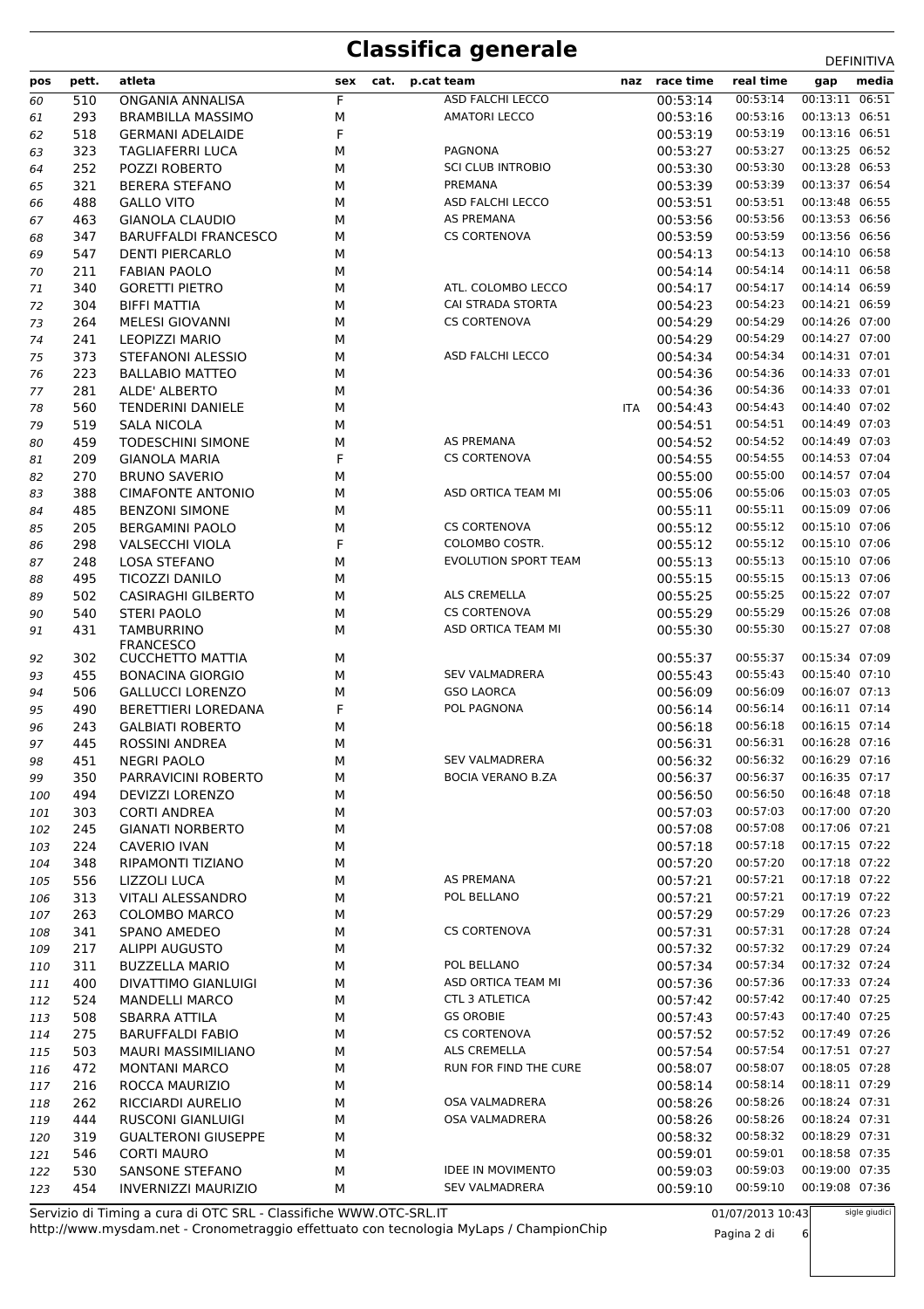# Classifica generale

DEFINITIVA

| pos | pett. | atleta | sex | cat. | p.cat | team | naz | race time | real time | gap | media |
|---|---|---|---|---|---|---|---|---|---|---|---|
| 60 | 510 | ONGANIA ANNALISA | F | | | ASD FALCHI LECCO | | 00:53:14 | 00:53:14 | 00:13:11 | 06:51 |
| 61 | 293 | BRAMBILLA MASSIMO | M | | | AMATORI LECCO | | 00:53:16 | 00:53:16 | 00:13:13 | 06:51 |
| 62 | 518 | GERMANI ADELAIDE | F | | | | | 00:53:19 | 00:53:19 | 00:13:16 | 06:51 |
| 63 | 323 | TAGLIAFERRI LUCA | M | | | PAGNONA | | 00:53:27 | 00:53:27 | 00:13:25 | 06:52 |
| 64 | 252 | POZZI ROBERTO | M | | | SCI CLUB INTROBIO | | 00:53:30 | 00:53:30 | 00:13:28 | 06:53 |
| 65 | 321 | BERERA STEFANO | M | | | PREMANA | | 00:53:39 | 00:53:39 | 00:13:37 | 06:54 |
| 66 | 488 | GALLO VITO | M | | | ASD FALCHI LECCO | | 00:53:51 | 00:53:51 | 00:13:48 | 06:55 |
| 67 | 463 | GIANOLA CLAUDIO | M | | | AS PREMANA | | 00:53:56 | 00:53:56 | 00:13:53 | 06:56 |
| 68 | 347 | BARUFFALDI FRANCESCO | M | | | CS CORTENOVA | | 00:53:59 | 00:53:59 | 00:13:56 | 06:56 |
| 69 | 547 | DENTI PIERCARLO | M | | | | | 00:54:13 | 00:54:13 | 00:14:10 | 06:58 |
| 70 | 211 | FABIAN PAOLO | M | | | | | 00:54:14 | 00:54:14 | 00:14:11 | 06:58 |
| 71 | 340 | GORETTI PIETRO | M | | | ATL. COLOMBO LECCO | | 00:54:17 | 00:54:17 | 00:14:14 | 06:59 |
| 72 | 304 | BIFFI MATTIA | M | | | CAI STRADA STORTA | | 00:54:23 | 00:54:23 | 00:14:21 | 06:59 |
| 73 | 264 | MELESI GIOVANNI | M | | | CS CORTENOVA | | 00:54:29 | 00:54:29 | 00:14:26 | 07:00 |
| 74 | 241 | LEOPIZZI MARIO | M | | | | | 00:54:29 | 00:54:29 | 00:14:27 | 07:00 |
| 75 | 373 | STEFANONI ALESSIO | M | | | ASD FALCHI LECCO | | 00:54:34 | 00:54:34 | 00:14:31 | 07:01 |
| 76 | 223 | BALLABIO MATTEO | M | | | | | 00:54:36 | 00:54:36 | 00:14:33 | 07:01 |
| 77 | 281 | ALDE' ALBERTO | M | | | | | 00:54:36 | 00:54:36 | 00:14:33 | 07:01 |
| 78 | 560 | TENDERINI DANIELE | M | | | | ITA | 00:54:43 | 00:54:43 | 00:14:40 | 07:02 |
| 79 | 519 | SALA NICOLA | M | | | | | 00:54:51 | 00:54:51 | 00:14:49 | 07:03 |
| 80 | 459 | TODESCHINI SIMONE | M | | | AS PREMANA | | 00:54:52 | 00:54:52 | 00:14:49 | 07:03 |
| 81 | 209 | GIANOLA MARIA | F | | | CS CORTENOVA | | 00:54:55 | 00:54:55 | 00:14:53 | 07:04 |
| 82 | 270 | BRUNO SAVERIO | M | | | | | 00:55:00 | 00:55:00 | 00:14:57 | 07:04 |
| 83 | 388 | CIMAFONTE ANTONIO | M | | | ASD ORTICA TEAM MI | | 00:55:06 | 00:55:06 | 00:15:03 | 07:05 |
| 84 | 485 | BENZONI SIMONE | M | | | | | 00:55:11 | 00:55:11 | 00:15:09 | 07:06 |
| 85 | 205 | BERGAMINI PAOLO | M | | | CS CORTENOVA | | 00:55:12 | 00:55:12 | 00:15:10 | 07:06 |
| 86 | 298 | VALSECCHI VIOLA | F | | | COLOMBO COSTR. | | 00:55:12 | 00:55:12 | 00:15:10 | 07:06 |
| 87 | 248 | LOSA STEFANO | M | | | EVOLUTION SPORT TEAM | | 00:55:13 | 00:55:13 | 00:15:10 | 07:06 |
| 88 | 495 | TICOZZI DANILO | M | | | | | 00:55:15 | 00:55:15 | 00:15:13 | 07:06 |
| 89 | 502 | CASIRAGHI GILBERTO | M | | | ALS CREMELLA | | 00:55:25 | 00:55:25 | 00:15:22 | 07:07 |
| 90 | 540 | STERI PAOLO | M | | | CS CORTENOVA | | 00:55:29 | 00:55:29 | 00:15:26 | 07:08 |
| 91 | 431 | TAMBURRINO FRANCESCO | M | | | ASD ORTICA TEAM MI | | 00:55:30 | 00:55:30 | 00:15:27 | 07:08 |
| 92 | 302 | CUCCHETTO MATTIA | M | | | | | 00:55:37 | 00:55:37 | 00:15:34 | 07:09 |
| 93 | 455 | BONACINA GIORGIO | M | | | SEV VALMADRERA | | 00:55:43 | 00:55:43 | 00:15:40 | 07:10 |
| 94 | 506 | GALLUCCI LORENZO | M | | | GSO LAORCA | | 00:56:09 | 00:56:09 | 00:16:07 | 07:13 |
| 95 | 490 | BERETTIERI LOREDANA | F | | | POL PAGNONA | | 00:56:14 | 00:56:14 | 00:16:11 | 07:14 |
| 96 | 243 | GALBIATI ROBERTO | M | | | | | 00:56:18 | 00:56:18 | 00:16:15 | 07:14 |
| 97 | 445 | ROSSINI ANDREA | M | | | | | 00:56:31 | 00:56:31 | 00:16:28 | 07:16 |
| 98 | 451 | NEGRI PAOLO | M | | | SEV VALMADRERA | | 00:56:32 | 00:56:32 | 00:16:29 | 07:16 |
| 99 | 350 | PARRAVICINI ROBERTO | M | | | BOCIA VERANO B.ZA | | 00:56:37 | 00:56:37 | 00:16:35 | 07:17 |
| 100 | 494 | DEVIZZI LORENZO | M | | | | | 00:56:50 | 00:56:50 | 00:16:48 | 07:18 |
| 101 | 303 | CORTI ANDREA | M | | | | | 00:57:03 | 00:57:03 | 00:17:00 | 07:20 |
| 102 | 245 | GIANATI NORBERTO | M | | | | | 00:57:08 | 00:57:08 | 00:17:06 | 07:21 |
| 103 | 224 | CAVERIO IVAN | M | | | | | 00:57:18 | 00:57:18 | 00:17:15 | 07:22 |
| 104 | 348 | RIPAMONTI TIZIANO | M | | | | | 00:57:20 | 00:57:20 | 00:17:18 | 07:22 |
| 105 | 556 | LIZZOLI LUCA | M | | | AS PREMANA | | 00:57:21 | 00:57:21 | 00:17:18 | 07:22 |
| 106 | 313 | VITALI ALESSANDRO | M | | | POL BELLANO | | 00:57:21 | 00:57:21 | 00:17:19 | 07:22 |
| 107 | 263 | COLOMBO MARCO | M | | | | | 00:57:29 | 00:57:29 | 00:17:26 | 07:23 |
| 108 | 341 | SPANO AMEDEO | M | | | CS CORTENOVA | | 00:57:31 | 00:57:31 | 00:17:28 | 07:24 |
| 109 | 217 | ALIPPI AUGUSTO | M | | | | | 00:57:32 | 00:57:32 | 00:17:29 | 07:24 |
| 110 | 311 | BUZZELLA MARIO | M | | | POL BELLANO | | 00:57:34 | 00:57:34 | 00:17:32 | 07:24 |
| 111 | 400 | DIVATTIMO GIANLUIGI | M | | | ASD ORTICA TEAM MI | | 00:57:36 | 00:57:36 | 00:17:33 | 07:24 |
| 112 | 524 | MANDELLI MARCO | M | | | CTL 3 ATLETICA | | 00:57:42 | 00:57:42 | 00:17:40 | 07:25 |
| 113 | 508 | SBARRA ATTILA | M | | | GS OROBIE | | 00:57:43 | 00:57:43 | 00:17:40 | 07:25 |
| 114 | 275 | BARUFFALDI FABIO | M | | | CS CORTENOVA | | 00:57:52 | 00:57:52 | 00:17:49 | 07:26 |
| 115 | 503 | MAURI MASSIMILIANO | M | | | ALS CREMELLA | | 00:57:54 | 00:57:54 | 00:17:51 | 07:27 |
| 116 | 472 | MONTANI MARCO | M | | | RUN FOR FIND THE CURE | | 00:58:07 | 00:58:07 | 00:18:05 | 07:28 |
| 117 | 216 | ROCCA MAURIZIO | M | | | | | 00:58:14 | 00:58:14 | 00:18:11 | 07:29 |
| 118 | 262 | RICCIARDI AURELIO | M | | | OSA VALMADRERA | | 00:58:26 | 00:58:26 | 00:18:24 | 07:31 |
| 119 | 444 | RUSCONI GIANLUIGI | M | | | OSA VALMADRERA | | 00:58:26 | 00:58:26 | 00:18:24 | 07:31 |
| 120 | 319 | GUALTERONI GIUSEPPE | M | | | | | 00:58:32 | 00:58:32 | 00:18:29 | 07:31 |
| 121 | 546 | CORTI MAURO | M | | | | | 00:59:01 | 00:59:01 | 00:18:58 | 07:35 |
| 122 | 530 | SANSONE STEFANO | M | | | IDEE IN MOVIMENTO | | 00:59:03 | 00:59:03 | 00:19:00 | 07:35 |
| 123 | 454 | INVERNIZZI MAURIZIO | M | | | SEV VALMADRERA | | 00:59:10 | 00:59:10 | 00:19:08 | 07:36 |

Servizio di Timing a cura di OTC SRL - Classifiche WWW.OTC-SRL.IT
http://www.mysdam.net - Cronometraggio effettuato con tecnologia MyLaps / ChampionChip

01/07/2013 10:43

sigle giudici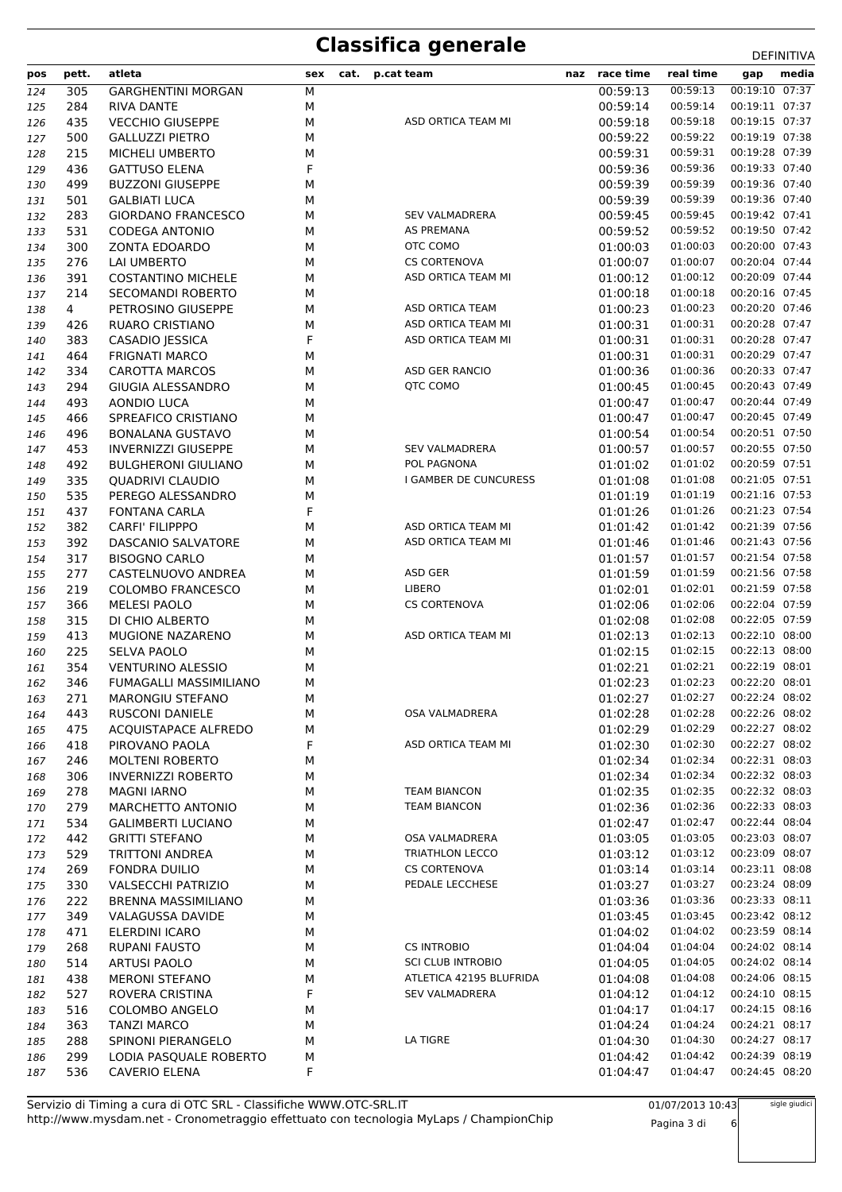# Classifica generale

DEFINITIVA

| pos | pett. | atleta | sex | cat. | p.cat | team | naz | race time | real time | gap | media |
|---|---|---|---|---|---|---|---|---|---|---|---|
| 124 | 305 | GARGHENTINI MORGAN | M | | | | | 00:59:13 | 00:59:13 | 00:19:10 | 07:37 |
| 125 | 284 | RIVA DANTE | M | | | | | 00:59:14 | 00:59:14 | 00:19:11 | 07:37 |
| 126 | 435 | VECCHIO GIUSEPPE | M | | | ASD ORTICA TEAM MI | | 00:59:18 | 00:59:18 | 00:19:15 | 07:37 |
| 127 | 500 | GALLUZZI PIETRO | M | | | | | 00:59:22 | 00:59:22 | 00:19:19 | 07:38 |
| 128 | 215 | MICHELI UMBERTO | M | | | | | 00:59:31 | 00:59:31 | 00:19:28 | 07:39 |
| 129 | 436 | GATTUSO ELENA | F | | | | | 00:59:36 | 00:59:36 | 00:19:33 | 07:40 |
| 130 | 499 | BUZZONI GIUSEPPE | M | | | | | 00:59:39 | 00:59:39 | 00:19:36 | 07:40 |
| 131 | 501 | GALBIATI LUCA | M | | | | | 00:59:39 | 00:59:39 | 00:19:36 | 07:40 |
| 132 | 283 | GIORDANO FRANCESCO | M | | | SEV VALMADRERA | | 00:59:45 | 00:59:45 | 00:19:42 | 07:41 |
| 133 | 531 | CODEGA ANTONIO | M | | | AS PREMANA | | 00:59:52 | 00:59:52 | 00:19:50 | 07:42 |
| 134 | 300 | ZONTA EDOARDO | M | | | OTC COMO | | 01:00:03 | 01:00:03 | 00:20:00 | 07:43 |
| 135 | 276 | LAI UMBERTO | M | | | CS CORTENOVA | | 01:00:07 | 01:00:07 | 00:20:04 | 07:44 |
| 136 | 391 | COSTANTINO MICHELE | M | | | ASD ORTICA TEAM MI | | 01:00:12 | 01:00:12 | 00:20:09 | 07:44 |
| 137 | 214 | SECOMANDI ROBERTO | M | | | | | 01:00:18 | 01:00:18 | 00:20:16 | 07:45 |
| 138 | 4 | PETROSINO GIUSEPPE | M | | | ASD ORTICA TEAM | | 01:00:23 | 01:00:23 | 00:20:20 | 07:46 |
| 139 | 426 | RUARO CRISTIANO | M | | | ASD ORTICA TEAM MI | | 01:00:31 | 01:00:31 | 00:20:28 | 07:47 |
| 140 | 383 | CASADIO JESSICA | F | | | ASD ORTICA TEAM MI | | 01:00:31 | 01:00:31 | 00:20:28 | 07:47 |
| 141 | 464 | FRIGNATI MARCO | M | | | | | 01:00:31 | 01:00:31 | 00:20:29 | 07:47 |
| 142 | 334 | CAROTTA MARCOS | M | | | ASD GER RANCIO | | 01:00:36 | 01:00:36 | 00:20:33 | 07:47 |
| 143 | 294 | GIUGIA ALESSANDRO | M | | | QTC COMO | | 01:00:45 | 01:00:45 | 00:20:43 | 07:49 |
| 144 | 493 | AONDIO LUCA | M | | | | | 01:00:47 | 01:00:47 | 00:20:44 | 07:49 |
| 145 | 466 | SPREAFICO CRISTIANO | M | | | | | 01:00:47 | 01:00:47 | 00:20:45 | 07:49 |
| 146 | 496 | BONALANA GUSTAVO | M | | | | | 01:00:54 | 01:00:54 | 00:20:51 | 07:50 |
| 147 | 453 | INVERNIZZI GIUSEPPE | M | | | SEV VALMADRERA | | 01:00:57 | 01:00:57 | 00:20:55 | 07:50 |
| 148 | 492 | BULGHERONI GIULIANO | M | | | POL PAGNONA | | 01:01:02 | 01:01:02 | 00:20:59 | 07:51 |
| 149 | 335 | QUADRIVI CLAUDIO | M | | | I GAMBER DE CUNCURESS | | 01:01:08 | 01:01:08 | 00:21:05 | 07:51 |
| 150 | 535 | PEREGO ALESSANDRO | M | | | | | 01:01:19 | 01:01:19 | 00:21:16 | 07:53 |
| 151 | 437 | FONTANA CARLA | F | | | | | 01:01:26 | 01:01:26 | 00:21:23 | 07:54 |
| 152 | 382 | CARFI' FILIPPPO | M | | | ASD ORTICA TEAM MI | | 01:01:42 | 01:01:42 | 00:21:39 | 07:56 |
| 153 | 392 | DASCANIO SALVATORE | M | | | ASD ORTICA TEAM MI | | 01:01:46 | 01:01:46 | 00:21:43 | 07:56 |
| 154 | 317 | BISOGNO CARLO | M | | | | | 01:01:57 | 01:01:57 | 00:21:54 | 07:58 |
| 155 | 277 | CASTELNUOVO ANDREA | M | | | ASD GER | | 01:01:59 | 01:01:59 | 00:21:56 | 07:58 |
| 156 | 219 | COLOMBO FRANCESCO | M | | | LIBERO | | 01:02:01 | 01:02:01 | 00:21:59 | 07:58 |
| 157 | 366 | MELESI PAOLO | M | | | CS CORTENOVA | | 01:02:06 | 01:02:06 | 00:22:04 | 07:59 |
| 158 | 315 | DI CHIO ALBERTO | M | | | | | 01:02:08 | 01:02:08 | 00:22:05 | 07:59 |
| 159 | 413 | MUGIONE NAZARENO | M | | | ASD ORTICA TEAM MI | | 01:02:13 | 01:02:13 | 00:22:10 | 08:00 |
| 160 | 225 | SELVA PAOLO | M | | | | | 01:02:15 | 01:02:15 | 00:22:13 | 08:00 |
| 161 | 354 | VENTURINO ALESSIO | M | | | | | 01:02:21 | 01:02:21 | 00:22:19 | 08:01 |
| 162 | 346 | FUMAGALLI MASSIMILIANO | M | | | | | 01:02:23 | 01:02:23 | 00:22:20 | 08:01 |
| 163 | 271 | MARONGIU STEFANO | M | | | | | 01:02:27 | 01:02:27 | 00:22:24 | 08:02 |
| 164 | 443 | RUSCONI DANIELE | M | | | OSA VALMADRERA | | 01:02:28 | 01:02:28 | 00:22:26 | 08:02 |
| 165 | 475 | ACQUISTAPACE ALFREDO | M | | | | | 01:02:29 | 01:02:29 | 00:22:27 | 08:02 |
| 166 | 418 | PIROVANO PAOLA | F | | | ASD ORTICA TEAM MI | | 01:02:30 | 01:02:30 | 00:22:27 | 08:02 |
| 167 | 246 | MOLTENI ROBERTO | M | | | | | 01:02:34 | 01:02:34 | 00:22:31 | 08:03 |
| 168 | 306 | INVERNIZZI ROBERTO | M | | | | | 01:02:34 | 01:02:34 | 00:22:32 | 08:03 |
| 169 | 278 | MAGNI IARNO | M | | | TEAM BIANCON | | 01:02:35 | 01:02:35 | 00:22:32 | 08:03 |
| 170 | 279 | MARCHETTO ANTONIO | M | | | TEAM BIANCON | | 01:02:36 | 01:02:36 | 00:22:33 | 08:03 |
| 171 | 534 | GALIMBERTI LUCIANO | M | | | | | 01:02:47 | 01:02:47 | 00:22:44 | 08:04 |
| 172 | 442 | GRITTI STEFANO | M | | | OSA VALMADRERA | | 01:03:05 | 01:03:05 | 00:23:03 | 08:07 |
| 173 | 529 | TRITTONI ANDREA | M | | | TRIATHLON LECCO | | 01:03:12 | 01:03:12 | 00:23:09 | 08:07 |
| 174 | 269 | FONDRA DUILIO | M | | | CS CORTENOVA | | 01:03:14 | 01:03:14 | 00:23:11 | 08:08 |
| 175 | 330 | VALSECCHI PATRIZIO | M | | | PEDALE LECCHESE | | 01:03:27 | 01:03:27 | 00:23:24 | 08:09 |
| 176 | 222 | BRENNA MASSIMILIANO | M | | | | | 01:03:36 | 01:03:36 | 00:23:33 | 08:11 |
| 177 | 349 | VALAGUSSA DAVIDE | M | | | | | 01:03:45 | 01:03:45 | 00:23:42 | 08:12 |
| 178 | 471 | ELERDINI ICARO | M | | | | | 01:04:02 | 01:04:02 | 00:23:59 | 08:14 |
| 179 | 268 | RUPANI FAUSTO | M | | | CS INTROBIO | | 01:04:04 | 01:04:04 | 00:24:02 | 08:14 |
| 180 | 514 | ARTUSI PAOLO | M | | | SCI CLUB INTROBIO | | 01:04:05 | 01:04:05 | 00:24:02 | 08:14 |
| 181 | 438 | MERONI STEFANO | M | | | ATLETICA 42195 BLUFRIDA | | 01:04:08 | 01:04:08 | 00:24:06 | 08:15 |
| 182 | 527 | ROVERA CRISTINA | F | | | SEV VALMADRERA | | 01:04:12 | 01:04:12 | 00:24:10 | 08:15 |
| 183 | 516 | COLOMBO ANGELO | M | | | | | 01:04:17 | 01:04:17 | 00:24:15 | 08:16 |
| 184 | 363 | TANZI MARCO | M | | | | | 01:04:24 | 01:04:24 | 00:24:21 | 08:17 |
| 185 | 288 | SPINONI PIERANGELO | M | | | LA TIGRE | | 01:04:30 | 01:04:30 | 00:24:27 | 08:17 |
| 186 | 299 | LODIA PASQUALE ROBERTO | M | | | | | 01:04:42 | 01:04:42 | 00:24:39 | 08:19 |
| 187 | 536 | CAVERIO ELENA | F | | | | | 01:04:47 | 01:04:47 | 00:24:45 | 08:20 |

Servizio di Timing a cura di OTC SRL - Classifiche WWW.OTC-SRL.IT
http://www.mysdam.net - Cronometraggio effettuato con tecnologia MyLaps / ChampionChip

01/07/2013 10:43

sigle giudici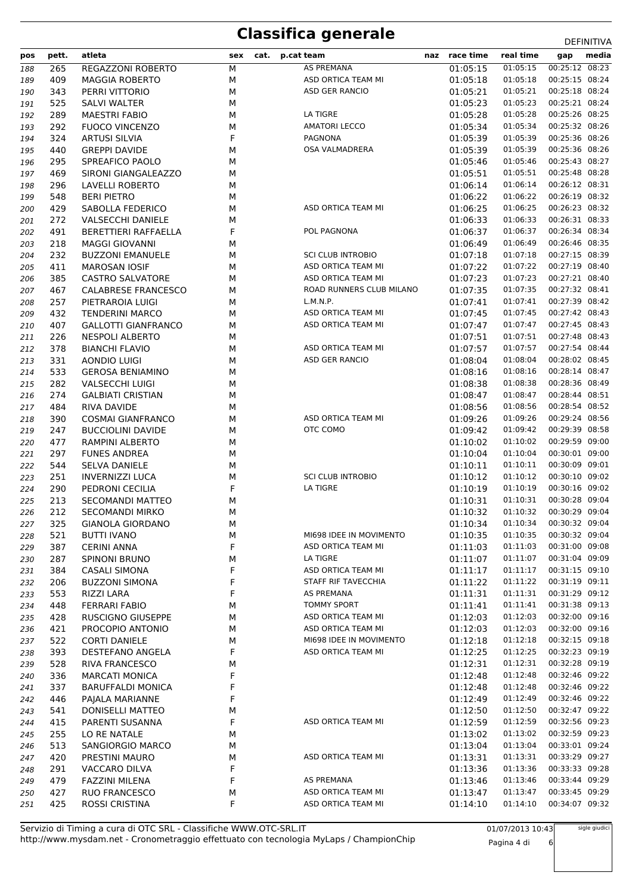# Classifica generale

DEFINITIVA

| pos | pett. | atleta | sex | cat. | p.cat | team | naz | race time | real time | gap | media |
|---|---|---|---|---|---|---|---|---|---|---|---|
| 188 | 265 | REGAZZONI ROBERTO | M | | | AS PREMANA | | 01:05:15 | 01:05:15 | 00:25:12 | 08:23 |
| 189 | 409 | MAGGIA ROBERTO | M | | | ASD ORTICA TEAM MI | | 01:05:18 | 01:05:18 | 00:25:15 | 08:24 |
| 190 | 343 | PERRI VITTORIO | M | | | ASD GER RANCIO | | 01:05:21 | 01:05:21 | 00:25:18 | 08:24 |
| 191 | 525 | SALVI WALTER | M | | | | | 01:05:23 | 01:05:23 | 00:25:21 | 08:24 |
| 192 | 289 | MAESTRI FABIO | M | | | LA TIGRE | | 01:05:28 | 01:05:28 | 00:25:26 | 08:25 |
| 193 | 292 | FUOCO VINCENZO | M | | | AMATORI LECCO | | 01:05:34 | 01:05:34 | 00:25:32 | 08:26 |
| 194 | 324 | ARTUSI SILVIA | F | | | PAGNONA | | 01:05:39 | 01:05:39 | 00:25:36 | 08:26 |
| 195 | 440 | GREPPI DAVIDE | M | | | OSA VALMADRERA | | 01:05:39 | 01:05:39 | 00:25:36 | 08:26 |
| 196 | 295 | SPREAFICO PAOLO | M | | | | | 01:05:46 | 01:05:46 | 00:25:43 | 08:27 |
| 197 | 469 | SIRONI GIANGALEAZZO | M | | | | | 01:05:51 | 01:05:51 | 00:25:48 | 08:28 |
| 198 | 296 | LAVELLI ROBERTO | M | | | | | 01:06:14 | 01:06:14 | 00:26:12 | 08:31 |
| 199 | 548 | BERI PIETRO | M | | | | | 01:06:22 | 01:06:22 | 00:26:19 | 08:32 |
| 200 | 429 | SABOLLA FEDERICO | M | | | ASD ORTICA TEAM MI | | 01:06:25 | 01:06:25 | 00:26:23 | 08:32 |
| 201 | 272 | VALSECCHI DANIELE | M | | | | | 01:06:33 | 01:06:33 | 00:26:31 | 08:33 |
| 202 | 491 | BERETTIERI RAFFAELLA | F | | | POL PAGNONA | | 01:06:37 | 01:06:37 | 00:26:34 | 08:34 |
| 203 | 218 | MAGGI GIOVANNI | M | | | | | 01:06:49 | 01:06:49 | 00:26:46 | 08:35 |
| 204 | 232 | BUZZONI EMANUELE | M | | | SCI CLUB INTROBIO | | 01:07:18 | 01:07:18 | 00:27:15 | 08:39 |
| 205 | 411 | MAROSAN IOSIF | M | | | ASD ORTICA TEAM MI | | 01:07:22 | 01:07:22 | 00:27:19 | 08:40 |
| 206 | 385 | CASTRO SALVATORE | M | | | ASD ORTICA TEAM MI | | 01:07:23 | 01:07:23 | 00:27:21 | 08:40 |
| 207 | 467 | CALABRESE FRANCESCO | M | | | ROAD RUNNERS CLUB MILANO | | 01:07:35 | 01:07:35 | 00:27:32 | 08:41 |
| 208 | 257 | PIETRAROIA LUIGI | M | | | L.M.N.P. | | 01:07:41 | 01:07:41 | 00:27:39 | 08:42 |
| 209 | 432 | TENDERINI MARCO | M | | | ASD ORTICA TEAM MI | | 01:07:45 | 01:07:45 | 00:27:42 | 08:43 |
| 210 | 407 | GALLOTTI GIANFRANCO | M | | | ASD ORTICA TEAM MI | | 01:07:47 | 01:07:47 | 00:27:45 | 08:43 |
| 211 | 226 | NESPOLI ALBERTO | M | | | | | 01:07:51 | 01:07:51 | 00:27:48 | 08:43 |
| 212 | 378 | BIANCHI FLAVIO | M | | | ASD ORTICA TEAM MI | | 01:07:57 | 01:07:57 | 00:27:54 | 08:44 |
| 213 | 331 | AONDIO LUIGI | M | | | ASD GER RANCIO | | 01:08:04 | 01:08:04 | 00:28:02 | 08:45 |
| 214 | 533 | GEROSA BENIAMINO | M | | | | | 01:08:16 | 01:08:16 | 00:28:14 | 08:47 |
| 215 | 282 | VALSECCHI LUIGI | M | | | | | 01:08:38 | 01:08:38 | 00:28:36 | 08:49 |
| 216 | 274 | GALBIATI CRISTIAN | M | | | | | 01:08:47 | 01:08:47 | 00:28:44 | 08:51 |
| 217 | 484 | RIVA DAVIDE | M | | | | | 01:08:56 | 01:08:56 | 00:28:54 | 08:52 |
| 218 | 390 | COSMAI GIANFRANCO | M | | | ASD ORTICA TEAM MI | | 01:09:26 | 01:09:26 | 00:29:24 | 08:56 |
| 219 | 247 | BUCCIOLINI DAVIDE | M | | | OTC COMO | | 01:09:42 | 01:09:42 | 00:29:39 | 08:58 |
| 220 | 477 | RAMPINI ALBERTO | M | | | | | 01:10:02 | 01:10:02 | 00:29:59 | 09:00 |
| 221 | 297 | FUNES ANDREA | M | | | | | 01:10:04 | 01:10:04 | 00:30:01 | 09:00 |
| 222 | 544 | SELVA DANIELE | M | | | | | 01:10:11 | 01:10:11 | 00:30:09 | 09:01 |
| 223 | 251 | INVERNIZZI LUCA | M | | | SCI CLUB INTROBIO | | 01:10:12 | 01:10:12 | 00:30:10 | 09:02 |
| 224 | 290 | PEDRONI CECILIA | F | | | LA TIGRE | | 01:10:19 | 01:10:19 | 00:30:16 | 09:02 |
| 225 | 213 | SECOMANDI MATTEO | M | | | | | 01:10:31 | 01:10:31 | 00:30:28 | 09:04 |
| 226 | 212 | SECOMANDI MIRKO | M | | | | | 01:10:32 | 01:10:32 | 00:30:29 | 09:04 |
| 227 | 325 | GIANOLA GIORDANO | M | | | | | 01:10:34 | 01:10:34 | 00:30:32 | 09:04 |
| 228 | 521 | BUTTI IVANO | M | | | MI698 IDEE IN MOVIMENTO | | 01:10:35 | 01:10:35 | 00:30:32 | 09:04 |
| 229 | 387 | CERINI ANNA | F | | | ASD ORTICA TEAM MI | | 01:11:03 | 01:11:03 | 00:31:00 | 09:08 |
| 230 | 287 | SPINONI BRUNO | M | | | LA TIGRE | | 01:11:07 | 01:11:07 | 00:31:04 | 09:09 |
| 231 | 384 | CASALI SIMONA | F | | | ASD ORTICA TEAM MI | | 01:11:17 | 01:11:17 | 00:31:15 | 09:10 |
| 232 | 206 | BUZZONI SIMONA | F | | | STAFF RIF TAVECCHIA | | 01:11:22 | 01:11:22 | 00:31:19 | 09:11 |
| 233 | 553 | RIZZI LARA | F | | | AS PREMANA | | 01:11:31 | 01:11:31 | 00:31:29 | 09:12 |
| 234 | 448 | FERRARI FABIO | M | | | TOMMY SPORT | | 01:11:41 | 01:11:41 | 00:31:38 | 09:13 |
| 235 | 428 | RUSCIGNO GIUSEPPE | M | | | ASD ORTICA TEAM MI | | 01:12:03 | 01:12:03 | 00:32:00 | 09:16 |
| 236 | 421 | PROCOPIO ANTONIO | M | | | ASD ORTICA TEAM MI | | 01:12:03 | 01:12:03 | 00:32:00 | 09:16 |
| 237 | 522 | CORTI DANIELE | M | | | MI698 IDEE IN MOVIMENTO | | 01:12:18 | 01:12:18 | 00:32:15 | 09:18 |
| 238 | 393 | DESTEFANO ANGELA | F | | | ASD ORTICA TEAM MI | | 01:12:25 | 01:12:25 | 00:32:23 | 09:19 |
| 239 | 528 | RIVA FRANCESCO | M | | | | | 01:12:31 | 01:12:31 | 00:32:28 | 09:19 |
| 240 | 336 | MARCATI MONICA | F | | | | | 01:12:48 | 01:12:48 | 00:32:46 | 09:22 |
| 241 | 337 | BARUFFALDI MONICA | F | | | | | 01:12:48 | 01:12:48 | 00:32:46 | 09:22 |
| 242 | 446 | PAJALA MARIANNE | F | | | | | 01:12:49 | 01:12:49 | 00:32:46 | 09:22 |
| 243 | 541 | DONISELLI MATTEO | M | | | | | 01:12:50 | 01:12:50 | 00:32:47 | 09:22 |
| 244 | 415 | PARENTI SUSANNA | F | | | ASD ORTICA TEAM MI | | 01:12:59 | 01:12:59 | 00:32:56 | 09:23 |
| 245 | 255 | LO RE NATALE | M | | | | | 01:13:02 | 01:13:02 | 00:32:59 | 09:23 |
| 246 | 513 | SANGIORGIO MARCO | M | | | | | 01:13:04 | 01:13:04 | 00:33:01 | 09:24 |
| 247 | 420 | PRESTINI MAURO | M | | | ASD ORTICA TEAM MI | | 01:13:31 | 01:13:31 | 00:33:29 | 09:27 |
| 248 | 291 | VACCARO DILVA | F | | | | | 01:13:36 | 01:13:36 | 00:33:33 | 09:28 |
| 249 | 479 | FAZZINI MILENA | F | | | AS PREMANA | | 01:13:46 | 01:13:46 | 00:33:44 | 09:29 |
| 250 | 427 | RUO FRANCESCO | M | | | ASD ORTICA TEAM MI | | 01:13:47 | 01:13:47 | 00:33:45 | 09:29 |
| 251 | 425 | ROSSI CRISTINA | F | | | ASD ORTICA TEAM MI | | 01:14:10 | 01:14:10 | 00:34:07 | 09:32 |

Servizio di Timing a cura di OTC SRL - Classifiche WWW.OTC-SRL.IT
http://www.mysdam.net - Cronometraggio effettuato con tecnologia MyLaps / ChampionChip

01/07/2013 10:43

sigle giudici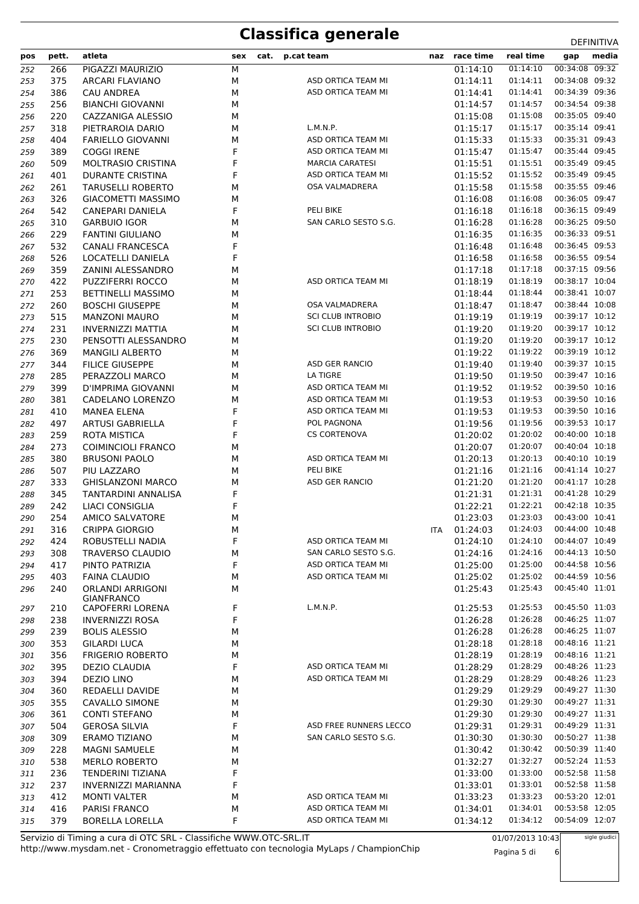# Classifica generale

DEFINITIVA

| pos | pett. | atleta | sex | cat. | p.cat | team | naz | race time | real time | gap | media |
|---|---|---|---|---|---|---|---|---|---|---|---|
| 252 | 266 | PIGAZZI MAURIZIO | M | | | | | 01:14:10 | 01:14:10 | 00:34:08 | 09:32 |
| 253 | 375 | ARCARI FLAVIANO | M | | | ASD ORTICA TEAM MI | | 01:14:11 | 01:14:11 | 00:34:08 | 09:32 |
| 254 | 386 | CAU ANDREA | M | | | ASD ORTICA TEAM MI | | 01:14:41 | 01:14:41 | 00:34:39 | 09:36 |
| 255 | 256 | BIANCHI GIOVANNI | M | | | | | 01:14:57 | 01:14:57 | 00:34:54 | 09:38 |
| 256 | 220 | CAZZANIGA ALESSIO | M | | | | | 01:15:08 | 01:15:08 | 00:35:05 | 09:40 |
| 257 | 318 | PIETRAROIA DARIO | M | | | L.M.N.P. | | 01:15:17 | 01:15:17 | 00:35:14 | 09:41 |
| 258 | 404 | FARIELLO GIOVANNI | M | | | ASD ORTICA TEAM MI | | 01:15:33 | 01:15:33 | 00:35:31 | 09:43 |
| 259 | 389 | COGGI IRENE | F | | | ASD ORTICA TEAM MI | | 01:15:47 | 01:15:47 | 00:35:44 | 09:45 |
| 260 | 509 | MOLTRASIO CRISTINA | F | | | MARCIA CARATESI | | 01:15:51 | 01:15:51 | 00:35:49 | 09:45 |
| 261 | 401 | DURANTE CRISTINA | F | | | ASD ORTICA TEAM MI | | 01:15:52 | 01:15:52 | 00:35:49 | 09:45 |
| 262 | 261 | TARUSELLI ROBERTO | M | | | OSA VALMADRERA | | 01:15:58 | 01:15:58 | 00:35:55 | 09:46 |
| 263 | 326 | GIACOMETTI MASSIMO | M | | | | | 01:16:08 | 01:16:08 | 00:36:05 | 09:47 |
| 264 | 542 | CANEPARI DANIELA | F | | | PELI BIKE | | 01:16:18 | 01:16:18 | 00:36:15 | 09:49 |
| 265 | 310 | GARBUIO IGOR | M | | | SAN CARLO SESTO S.G. | | 01:16:28 | 01:16:28 | 00:36:25 | 09:50 |
| 266 | 229 | FANTINI GIULIANO | M | | | | | 01:16:35 | 01:16:35 | 00:36:33 | 09:51 |
| 267 | 532 | CANALI FRANCESCA | F | | | | | 01:16:48 | 01:16:48 | 00:36:45 | 09:53 |
| 268 | 526 | LOCATELLI DANIELA | F | | | | | 01:16:58 | 01:16:58 | 00:36:55 | 09:54 |
| 269 | 359 | ZANINI ALESSANDRO | M | | | | | 01:17:18 | 01:17:18 | 00:37:15 | 09:56 |
| 270 | 422 | PUZZIFERRI ROCCO | M | | | ASD ORTICA TEAM MI | | 01:18:19 | 01:18:19 | 00:38:17 | 10:04 |
| 271 | 253 | BETTINELLI MASSIMO | M | | | | | 01:18:44 | 01:18:44 | 00:38:41 | 10:07 |
| 272 | 260 | BOSCHI GIUSEPPE | M | | | OSA VALMADRERA | | 01:18:47 | 01:18:47 | 00:38:44 | 10:08 |
| 273 | 515 | MANZONI MAURO | M | | | SCI CLUB INTROBIO | | 01:19:19 | 01:19:19 | 00:39:17 | 10:12 |
| 274 | 231 | INVERNIZZI MATTIA | M | | | SCI CLUB INTROBIO | | 01:19:20 | 01:19:20 | 00:39:17 | 10:12 |
| 275 | 230 | PENSOTTI ALESSANDRO | M | | | | | 01:19:20 | 01:19:20 | 00:39:17 | 10:12 |
| 276 | 369 | MANGILI ALBERTO | M | | | | | 01:19:22 | 01:19:22 | 00:39:19 | 10:12 |
| 277 | 344 | FILICE GIUSEPPE | M | | | ASD GER RANCIO | | 01:19:40 | 01:19:40 | 00:39:37 | 10:15 |
| 278 | 285 | PERAZZOLI MARCO | M | | | LA TIGRE | | 01:19:50 | 01:19:50 | 00:39:47 | 10:16 |
| 279 | 399 | D'IMPRIMA GIOVANNI | M | | | ASD ORTICA TEAM MI | | 01:19:52 | 01:19:52 | 00:39:50 | 10:16 |
| 280 | 381 | CADELANO LORENZO | M | | | ASD ORTICA TEAM MI | | 01:19:53 | 01:19:53 | 00:39:50 | 10:16 |
| 281 | 410 | MANEA ELENA | F | | | ASD ORTICA TEAM MI | | 01:19:53 | 01:19:53 | 00:39:50 | 10:16 |
| 282 | 497 | ARTUSI GABRIELLA | F | | | POL PAGNONA | | 01:19:56 | 01:19:56 | 00:39:53 | 10:17 |
| 283 | 259 | ROTA MISTICA | F | | | CS CORTENOVA | | 01:20:02 | 01:20:02 | 00:40:00 | 10:18 |
| 284 | 273 | COIMINCIOLI FRANCO | M | | | | | 01:20:07 | 01:20:07 | 00:40:04 | 10:18 |
| 285 | 380 | BRUSONI PAOLO | M | | | ASD ORTICA TEAM MI | | 01:20:13 | 01:20:13 | 00:40:10 | 10:19 |
| 286 | 507 | PIU LAZZARO | M | | | PELI BIKE | | 01:21:16 | 01:21:16 | 00:41:14 | 10:27 |
| 287 | 333 | GHISLANZONI MARCO | M | | | ASD GER RANCIO | | 01:21:20 | 01:21:20 | 00:41:17 | 10:28 |
| 288 | 345 | TANTARDINI ANNALISA | F | | | | | 01:21:31 | 01:21:31 | 00:41:28 | 10:29 |
| 289 | 242 | LIACI CONSIGLIA | F | | | | | 01:22:21 | 01:22:21 | 00:42:18 | 10:35 |
| 290 | 254 | AMICO SALVATORE | M | | | | | 01:23:03 | 01:23:03 | 00:43:00 | 10:41 |
| 291 | 316 | CRIPPA GIORGIO | M | | | | ITA | 01:24:03 | 01:24:03 | 00:44:00 | 10:48 |
| 292 | 424 | ROBUSTELLI NADIA | F | | | ASD ORTICA TEAM MI | | 01:24:10 | 01:24:10 | 00:44:07 | 10:49 |
| 293 | 308 | TRAVERSO CLAUDIO | M | | | SAN CARLO SESTO S.G. | | 01:24:16 | 01:24:16 | 00:44:13 | 10:50 |
| 294 | 417 | PINTO PATRIZIA | F | | | ASD ORTICA TEAM MI | | 01:25:00 | 01:25:00 | 00:44:58 | 10:56 |
| 295 | 403 | FAINA CLAUDIO | M | | | ASD ORTICA TEAM MI | | 01:25:02 | 01:25:02 | 00:44:59 | 10:56 |
| 296 | 240 | ORLANDI ARRIGONI GIANFRANCO | M | | | | | 01:25:43 | 01:25:43 | 00:45:40 | 11:01 |
| 297 | 210 | CAPOFERRI LORENA | F | | | L.M.N.P. | | 01:25:53 | 01:25:53 | 00:45:50 | 11:03 |
| 298 | 238 | INVERNIZZI ROSA | F | | | | | 01:26:28 | 01:26:28 | 00:46:25 | 11:07 |
| 299 | 239 | BOLIS ALESSIO | M | | | | | 01:26:28 | 01:26:28 | 00:46:25 | 11:07 |
| 300 | 353 | GILARDI LUCA | M | | | | | 01:28:18 | 01:28:18 | 00:48:16 | 11:21 |
| 301 | 356 | FRIGERIO ROBERTO | M | | | | | 01:28:19 | 01:28:19 | 00:48:16 | 11:21 |
| 302 | 395 | DEZIO CLAUDIA | F | | | ASD ORTICA TEAM MI | | 01:28:29 | 01:28:29 | 00:48:26 | 11:23 |
| 303 | 394 | DEZIO LINO | M | | | ASD ORTICA TEAM MI | | 01:28:29 | 01:28:29 | 00:48:26 | 11:23 |
| 304 | 360 | REDAELLI DAVIDE | M | | | | | 01:29:29 | 01:29:29 | 00:49:27 | 11:30 |
| 305 | 355 | CAVALLO SIMONE | M | | | | | 01:29:30 | 01:29:30 | 00:49:27 | 11:31 |
| 306 | 361 | CONTI STEFANO | M | | | | | 01:29:30 | 01:29:30 | 00:49:27 | 11:31 |
| 307 | 504 | GEROSA SILVIA | F | | | ASD FREE RUNNERS LECCO | | 01:29:31 | 01:29:31 | 00:49:29 | 11:31 |
| 308 | 309 | ERAMO TIZIANO | M | | | SAN CARLO SESTO S.G. | | 01:30:30 | 01:30:30 | 00:50:27 | 11:38 |
| 309 | 228 | MAGNI SAMUELE | M | | | | | 01:30:42 | 01:30:42 | 00:50:39 | 11:40 |
| 310 | 538 | MERLO ROBERTO | M | | | | | 01:32:27 | 01:32:27 | 00:52:24 | 11:53 |
| 311 | 236 | TENDERINI TIZIANA | F | | | | | 01:33:00 | 01:33:00 | 00:52:58 | 11:58 |
| 312 | 237 | INVERNIZZI MARIANNA | F | | | | | 01:33:01 | 01:33:01 | 00:52:58 | 11:58 |
| 313 | 412 | MONTI VALTER | M | | | ASD ORTICA TEAM MI | | 01:33:23 | 01:33:23 | 00:53:20 | 12:01 |
| 314 | 416 | PARISI FRANCO | M | | | ASD ORTICA TEAM MI | | 01:34:01 | 01:34:01 | 00:53:58 | 12:05 |
| 315 | 379 | BORELLA LORELLA | F | | | ASD ORTICA TEAM MI | | 01:34:12 | 01:34:12 | 00:54:09 | 12:07 |

Servizio di Timing a cura di OTC SRL - Classifiche WWW.OTC-SRL.IT
http://www.mysdam.net - Cronometraggio effettuato con tecnologia MyLaps / ChampionChip

01/07/2013 10:43

sigle giudici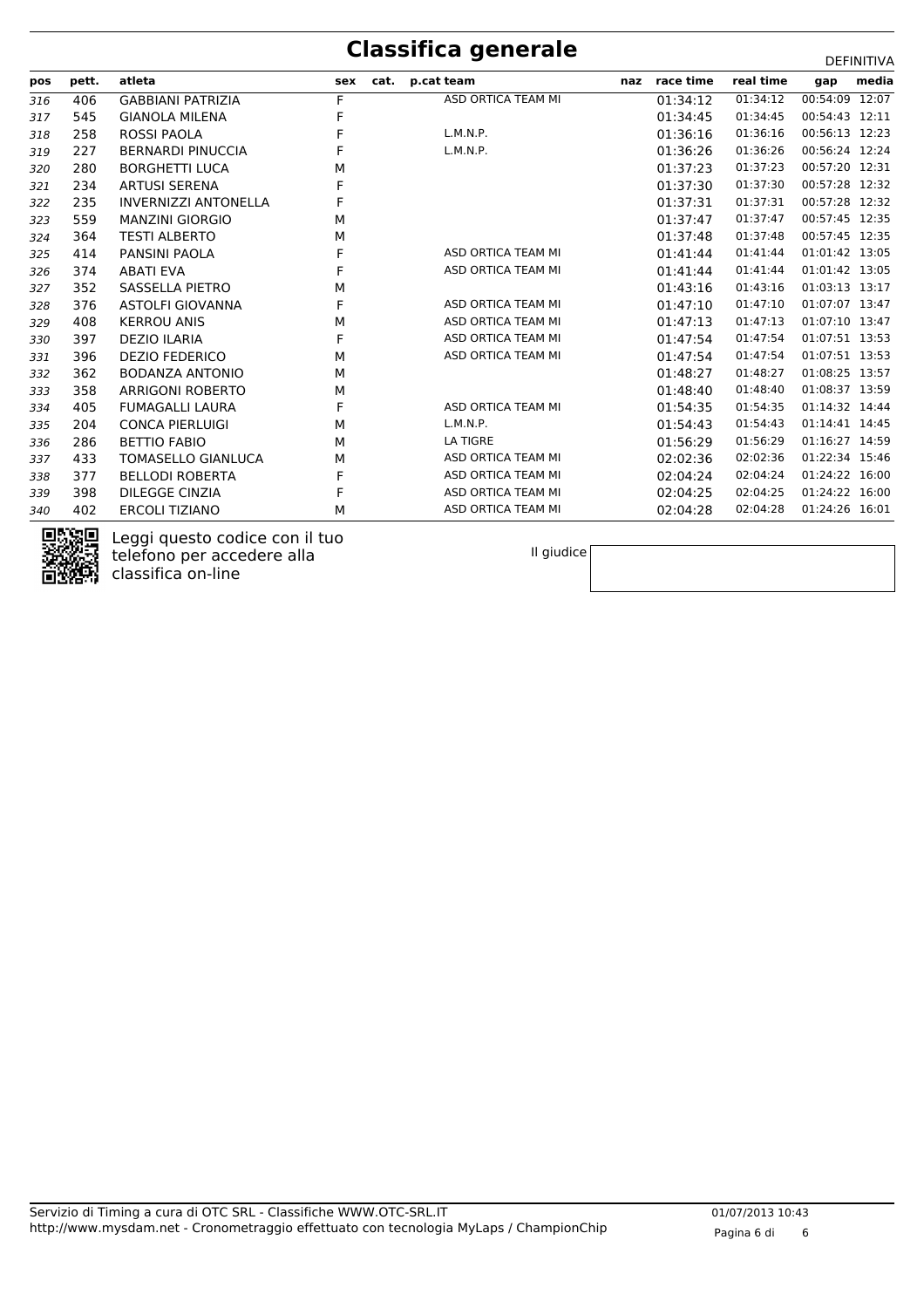# Classifica generale

DEFINITIVA

| pos | pett. | atleta | sex | cat. | p.cat | team | naz | race time | real time | gap | media |
|---|---|---|---|---|---|---|---|---|---|---|---|
| 316 | 406 | GABBIANI PATRIZIA | F | | | ASD ORTICA TEAM MI | | 01:34:12 | 01:34:12 | 00:54:09 | 12:07 |
| 317 | 545 | GIANOLA MILENA | F | | | | | 01:34:45 | 01:34:45 | 00:54:43 | 12:11 |
| 318 | 258 | ROSSI PAOLA | F | | | L.M.N.P. | | 01:36:16 | 01:36:16 | 00:56:13 | 12:23 |
| 319 | 227 | BERNARDI PINUCCIA | F | | | L.M.N.P. | | 01:36:26 | 01:36:26 | 00:56:24 | 12:24 |
| 320 | 280 | BORGHETTI LUCA | M | | | | | 01:37:23 | 01:37:23 | 00:57:20 | 12:31 |
| 321 | 234 | ARTUSI SERENA | F | | | | | 01:37:30 | 01:37:30 | 00:57:28 | 12:32 |
| 322 | 235 | INVERNIZZI ANTONELLA | F | | | | | 01:37:31 | 01:37:31 | 00:57:28 | 12:32 |
| 323 | 559 | MANZINI GIORGIO | M | | | | | 01:37:47 | 01:37:47 | 00:57:45 | 12:35 |
| 324 | 364 | TESTI ALBERTO | M | | | | | 01:37:48 | 01:37:48 | 00:57:45 | 12:35 |
| 325 | 414 | PANSINI PAOLA | F | | | ASD ORTICA TEAM MI | | 01:41:44 | 01:41:44 | 01:01:42 | 13:05 |
| 326 | 374 | ABATI EVA | F | | | ASD ORTICA TEAM MI | | 01:41:44 | 01:41:44 | 01:01:42 | 13:05 |
| 327 | 352 | SASSELLA PIETRO | M | | | | | 01:43:16 | 01:43:16 | 01:03:13 | 13:17 |
| 328 | 376 | ASTOLFI GIOVANNA | F | | | ASD ORTICA TEAM MI | | 01:47:10 | 01:47:10 | 01:07:07 | 13:47 |
| 329 | 408 | KERROU ANIS | M | | | ASD ORTICA TEAM MI | | 01:47:13 | 01:47:13 | 01:07:10 | 13:47 |
| 330 | 397 | DEZIO ILARIA | F | | | ASD ORTICA TEAM MI | | 01:47:54 | 01:47:54 | 01:07:51 | 13:53 |
| 331 | 396 | DEZIO FEDERICO | M | | | ASD ORTICA TEAM MI | | 01:47:54 | 01:47:54 | 01:07:51 | 13:53 |
| 332 | 362 | BODANZA ANTONIO | M | | | | | 01:48:27 | 01:48:27 | 01:08:25 | 13:57 |
| 333 | 358 | ARRIGONI ROBERTO | M | | | | | 01:48:40 | 01:48:40 | 01:08:37 | 13:59 |
| 334 | 405 | FUMAGALLI LAURA | F | | | ASD ORTICA TEAM MI | | 01:54:35 | 01:54:35 | 01:14:32 | 14:44 |
| 335 | 204 | CONCA PIERLUIGI | M | | | L.M.N.P. | | 01:54:43 | 01:54:43 | 01:14:41 | 14:45 |
| 336 | 286 | BETTIO FABIO | M | | | LA TIGRE | | 01:56:29 | 01:56:29 | 01:16:27 | 14:59 |
| 337 | 433 | TOMASELLO GIANLUCA | M | | | ASD ORTICA TEAM MI | | 02:02:36 | 02:02:36 | 01:22:34 | 15:46 |
| 338 | 377 | BELLODI ROBERTA | F | | | ASD ORTICA TEAM MI | | 02:04:24 | 02:04:24 | 01:24:22 | 16:00 |
| 339 | 398 | DILEGGE CINZIA | F | | | ASD ORTICA TEAM MI | | 02:04:25 | 02:04:25 | 01:24:22 | 16:00 |
| 340 | 402 | ERCOLI TIZIANO | M | | | ASD ORTICA TEAM MI | | 02:04:28 | 02:04:28 | 01:24:26 | 16:01 |

Leggi questo codice con il tuo telefono per accedere alla classifica on-line

Il giudice

Servizio di Timing a cura di OTC SRL - Classifiche WWW.OTC-SRL.IT
http://www.mysdam.net - Cronometraggio effettuato con tecnologia MyLaps / ChampionChip

01/07/2013 10:43